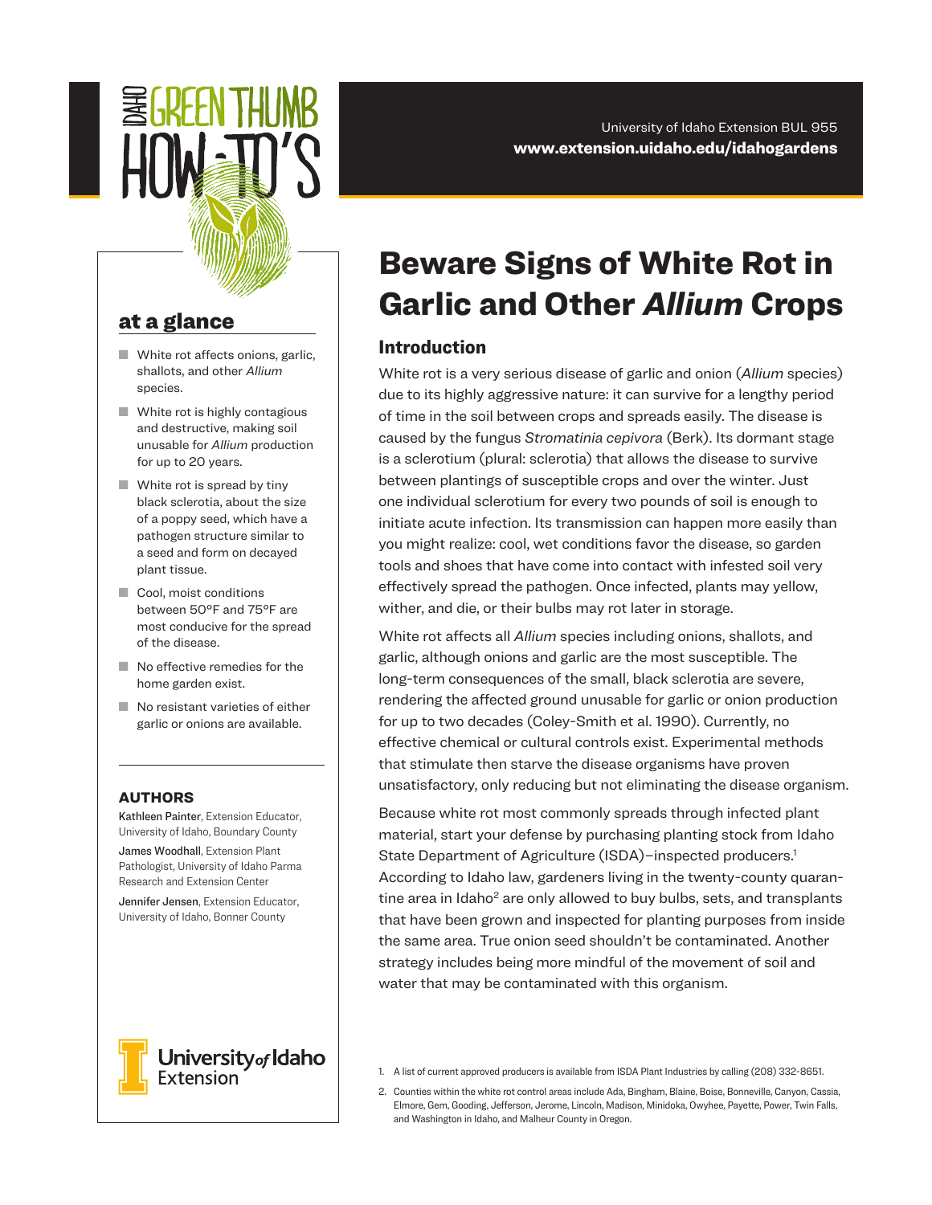IDAHO GREEN THUMB HOW-TO'S

University of Idaho Extension BUL 955
**www.extension.uidaho.edu/idahogardens**

# Beware Signs of White Rot in Garlic and Other *Allium* Crops

## at a glance

- White rot affects onions, garlic, shallots, and other *Allium* species.
- White rot is highly contagious and destructive, making soil unusable for *Allium* production for up to 20 years.
- White rot is spread by tiny black sclerotia, about the size of a poppy seed, which have a pathogen structure similar to a seed and form on decayed plant tissue.
- Cool, moist conditions between 50°F and 75°F are most conducive for the spread of the disease.
- No effective remedies for the home garden exist.
- No resistant varieties of either garlic or onions are available.

### AUTHORS

**Kathleen Painter**, Extension Educator, University of Idaho, Boundary County

**James Woodhall**, Extension Plant Pathologist, University of Idaho Parma Research and Extension Center

**Jennifer Jensen**, Extension Educator, University of Idaho, Bonner County

University of Idaho Extension

## Introduction

White rot is a very serious disease of garlic and onion (*Allium* species) due to its highly aggressive nature: it can survive for a lengthy period of time in the soil between crops and spreads easily. The disease is caused by the fungus *Stromatinia cepivora* (Berk). Its dormant stage is a sclerotium (plural: sclerotia) that allows the disease to survive between plantings of susceptible crops and over the winter. Just one individual sclerotium for every two pounds of soil is enough to initiate acute infection. Its transmission can happen more easily than you might realize: cool, wet conditions favor the disease, so garden tools and shoes that have come into contact with infested soil very effectively spread the pathogen. Once infected, plants may yellow, wither, and die, or their bulbs may rot later in storage.

White rot affects all *Allium* species including onions, shallots, and garlic, although onions and garlic are the most susceptible. The long-term consequences of the small, black sclerotia are severe, rendering the affected ground unusable for garlic or onion production for up to two decades (Coley-Smith et al. 1990). Currently, no effective chemical or cultural controls exist. Experimental methods that stimulate then starve the disease organisms have proven unsatisfactory, only reducing but not eliminating the disease organism.

Because white rot most commonly spreads through infected plant material, start your defense by purchasing planting stock from Idaho State Department of Agriculture (ISDA)–inspected producers.[1] According to Idaho law, gardeners living in the twenty-county quarantine area in Idaho[2] are only allowed to buy bulbs, sets, and transplants that have been grown and inspected for planting purposes from inside the same area. True onion seed shouldn't be contaminated. Another strategy includes being more mindful of the movement of soil and water that may be contaminated with this organism.

1. A list of current approved producers is available from ISDA Plant Industries by calling (208) 332-8651.
2. Counties within the white rot control areas include Ada, Bingham, Blaine, Boise, Bonneville, Canyon, Cassia, Elmore, Gem, Gooding, Jefferson, Jerome, Lincoln, Madison, Minidoka, Owyhee, Payette, Power, Twin Falls, and Washington in Idaho, and Malheur County in Oregon.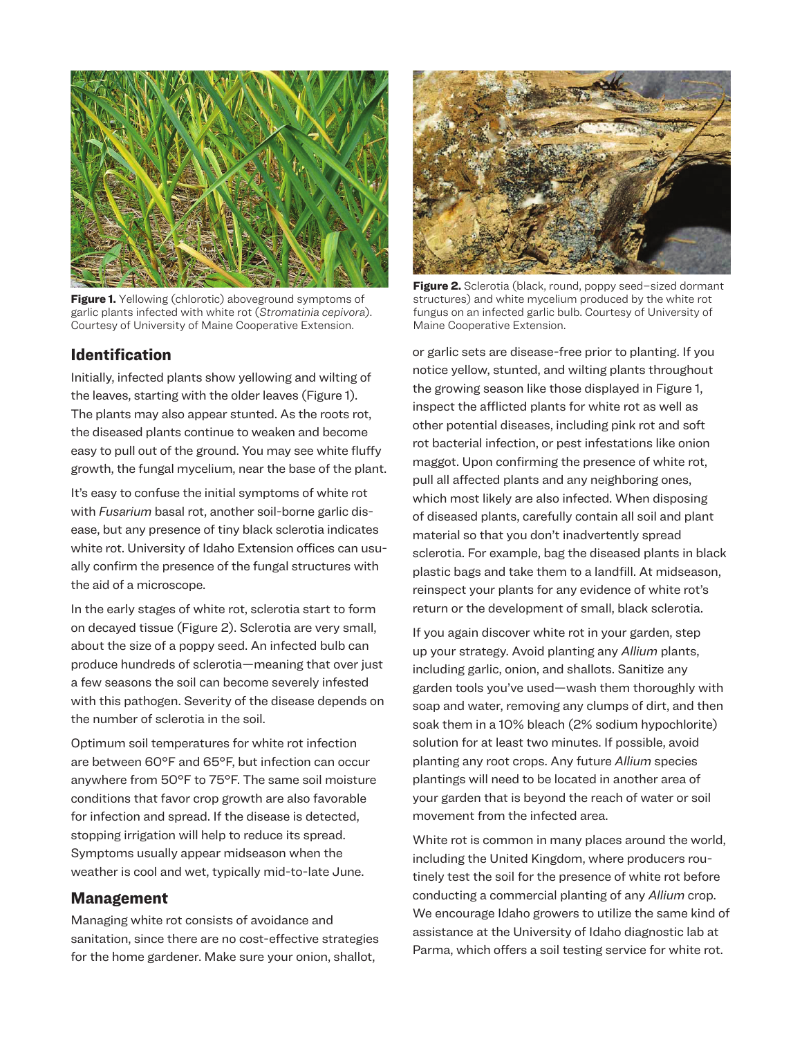**Figure 1.** Yellowing (chlorotic) aboveground symptoms of garlic plants infected with white rot (*Stromatinia cepivora*). Courtesy of University of Maine Cooperative Extension.

**Figure 2.** Sclerotia (black, round, poppy seed–sized dormant structures) and white mycelium produced by the white rot fungus on an infected garlic bulb. Courtesy of University of Maine Cooperative Extension.

## Identification

Initially, infected plants show yellowing and wilting of the leaves, starting with the older leaves (Figure 1). The plants may also appear stunted. As the roots rot, the diseased plants continue to weaken and become easy to pull out of the ground. You may see white fluffy growth, the fungal mycelium, near the base of the plant.

It's easy to confuse the initial symptoms of white rot with *Fusarium* basal rot, another soil-borne garlic disease, but any presence of tiny black sclerotia indicates white rot. University of Idaho Extension offices can usually confirm the presence of the fungal structures with the aid of a microscope.

In the early stages of white rot, sclerotia start to form on decayed tissue (Figure 2). Sclerotia are very small, about the size of a poppy seed. An infected bulb can produce hundreds of sclerotia—meaning that over just a few seasons the soil can become severely infested with this pathogen. Severity of the disease depends on the number of sclerotia in the soil.

Optimum soil temperatures for white rot infection are between 60°F and 65°F, but infection can occur anywhere from 50°F to 75°F. The same soil moisture conditions that favor crop growth are also favorable for infection and spread. If the disease is detected, stopping irrigation will help to reduce its spread. Symptoms usually appear midseason when the weather is cool and wet, typically mid-to-late June.

## Management

Managing white rot consists of avoidance and sanitation, since there are no cost-effective strategies for the home gardener. Make sure your onion, shallot, or garlic sets are disease-free prior to planting. If you notice yellow, stunted, and wilting plants throughout the growing season like those displayed in Figure 1, inspect the afflicted plants for white rot as well as other potential diseases, including pink rot and soft rot bacterial infection, or pest infestations like onion maggot. Upon confirming the presence of white rot, pull all affected plants and any neighboring ones, which most likely are also infected. When disposing of diseased plants, carefully contain all soil and plant material so that you don't inadvertently spread sclerotia. For example, bag the diseased plants in black plastic bags and take them to a landfill. At midseason, reinspect your plants for any evidence of white rot's return or the development of small, black sclerotia.

If you again discover white rot in your garden, step up your strategy. Avoid planting any *Allium* plants, including garlic, onion, and shallots. Sanitize any garden tools you've used—wash them thoroughly with soap and water, removing any clumps of dirt, and then soak them in a 10% bleach (2% sodium hypochlorite) solution for at least two minutes. If possible, avoid planting any root crops. Any future *Allium* species plantings will need to be located in another area of your garden that is beyond the reach of water or soil movement from the infected area.

White rot is common in many places around the world, including the United Kingdom, where producers routinely test the soil for the presence of white rot before conducting a commercial planting of any *Allium* crop. We encourage Idaho growers to utilize the same kind of assistance at the University of Idaho diagnostic lab at Parma, which offers a soil testing service for white rot.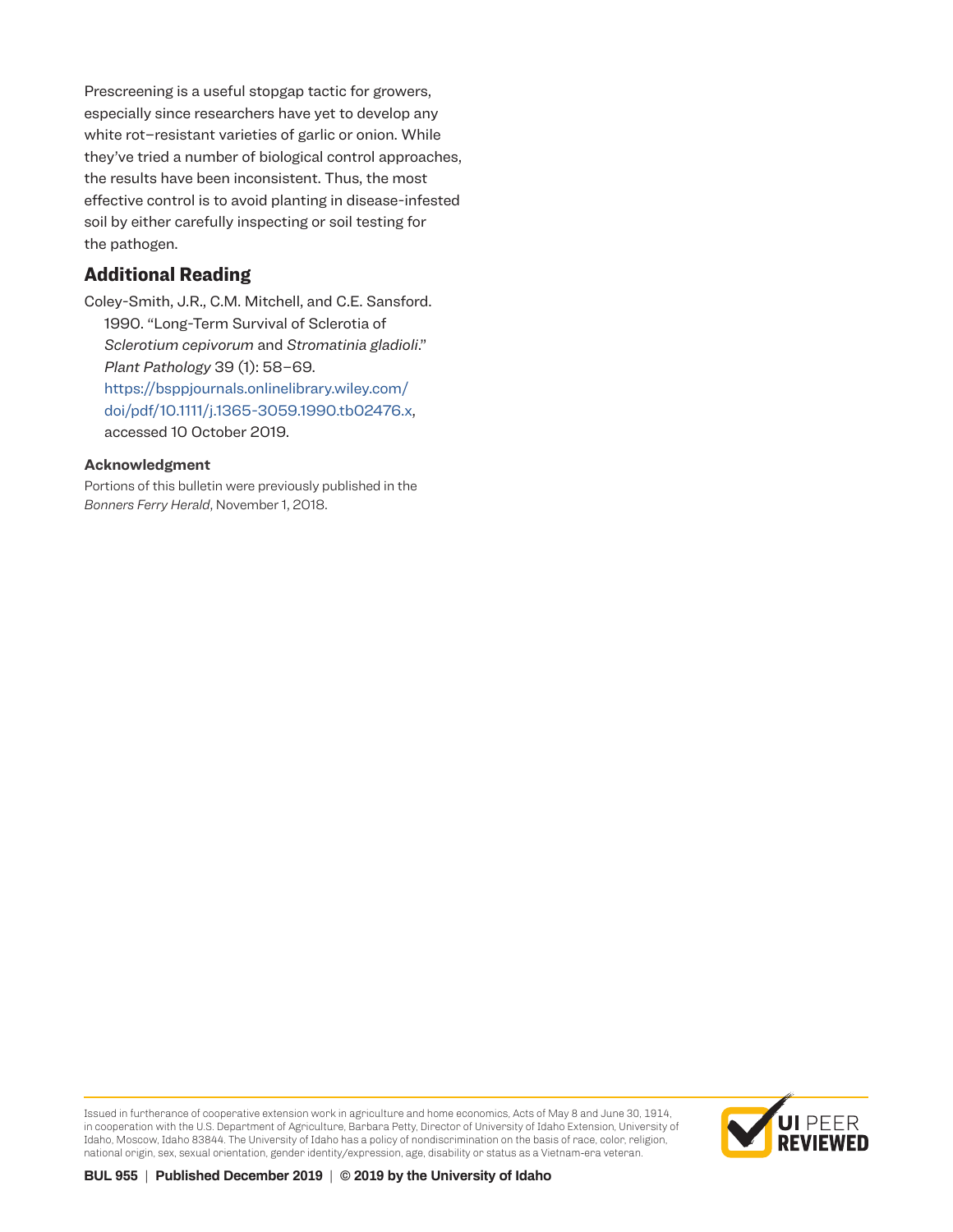Prescreening is a useful stopgap tactic for growers, especially since researchers have yet to develop any white rot–resistant varieties of garlic or onion. While they've tried a number of biological control approaches, the results have been inconsistent. Thus, the most effective control is to avoid planting in disease-infested soil by either carefully inspecting or soil testing for the pathogen.

## Additional Reading

Coley-Smith, J.R., C.M. Mitchell, and C.E. Sansford. 1990. "Long-Term Survival of Sclerotia of *Sclerotium cepivorum* and *Stromatinia gladioli*." *Plant Pathology* 39 (1): 58–69. https://bsppjournals.onlinelibrary.wiley.com/doi/pdf/10.1111/j.1365-3059.1990.tb02476.x, accessed 10 October 2019.

#### Acknowledgment

Portions of this bulletin were previously published in the *Bonners Ferry Herald*, November 1, 2018.

Issued in furtherance of cooperative extension work in agriculture and home economics, Acts of May 8 and June 30, 1914, in cooperation with the U.S. Department of Agriculture, Barbara Petty, Director of University of Idaho Extension, University of Idaho, Moscow, Idaho 83844. The University of Idaho has a policy of nondiscrimination on the basis of race, color, religion, national origin, sex, sexual orientation, gender identity/expression, age, disability or status as a Vietnam-era veteran.

UI PEER REVIEWED

**BUL 955 | Published December 2019 | © 2019 by the University of Idaho**